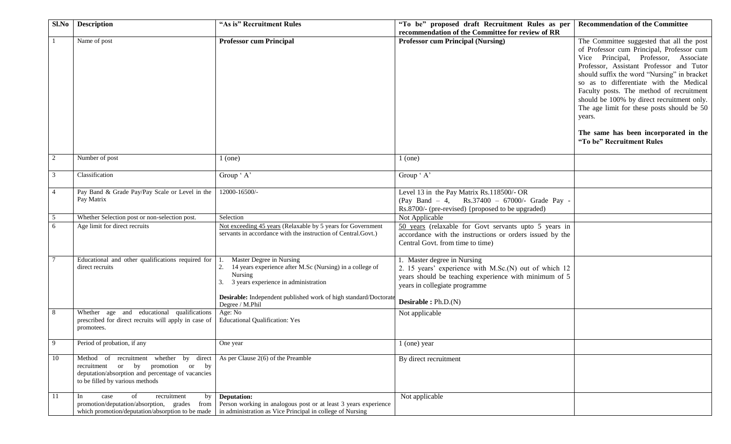| Sl.No | Description | "As is" Recruitment Rules | "To be" proposed draft Recruitment Rules as per recommendation of the Committee for review of RR | Recommendation of the Committee |
|---|---|---|---|---|
| 1 | Name of post | **Professor cum Principal** | **Professor cum Principal (Nursing)** | The Committee suggested that all the post of Professor cum Principal, Professor cum Vice Principal, Professor, Associate Professor, Assistant Professor and Tutor should suffix the word "Nursing" in bracket so as to differentiate with the Medical Faculty posts. The method of recruitment should be 100% by direct recruitment only. The age limit for these posts should be 50 years.<br><br>**The same has been incorporated in the "To be" Recruitment Rules** |
| 2 | Number of post | 1 (one) | 1 (one) | |
| 3 | Classification | Group ' A' | Group ' A' | |
| 4 | Pay Band & Grade Pay/Pay Scale or Level in the Pay Matrix | 12000-16500/- | Level 13 in the Pay Matrix Rs.118500/- OR (Pay Band – 4, Rs.37400 – 67000/- Grade Pay - Rs.8700/- (pre-revised) {proposed to be upgraded) | |
| 5 | Whether Selection post or non-selection post. | Selection | Not Applicable | |
| 6 | Age limit for direct recruits | Not exceeding 45 years (Relaxable by 5 years for Government servants in accordance with the instruction of Central.Govt.) | 50 years (relaxable for Govt servants upto 5 years in accordance with the instructions or orders issued by the Central Govt. from time to time) | |
| 7 | Educational and other qualifications required for direct recruits | 1. Master Degree in Nursing<br>2. 14 years experience after M.Sc (Nursing) in a college of Nursing<br>3. 3 years experience in administration<br><br>**Desirable:** Independent published work of high standard/Doctorate Degree / M.Phil | 1. Master degree in Nursing<br>2. 15 years' experience with M.Sc.(N) out of which 12 years should be teaching experience with minimum of 5 years in collegiate programme<br><br>**Desirable :** Ph.D.(N) | |
| 8 | Whether age and educational qualifications prescribed for direct recruits will apply in case of promotees. | Age: No<br>Educational Qualification: Yes | Not applicable | |
| 9 | Period of probation, if any | One year | 1 (one) year | |
| 10 | Method of recruitment whether by direct recruitment or by promotion or by deputation/absorption and percentage of vacancies to be filled by various methods | As per Clause 2(6) of the Preamble | By direct recruitment | |
| 11 | In case of recruitment by promotion/deputation/absorption, grades from which promotion/deputation/absorption to be made | **Deputation:**<br>Person working in analogous post or at least 3 years experience in administration as Vice Principal in college of Nursing | Not applicable | |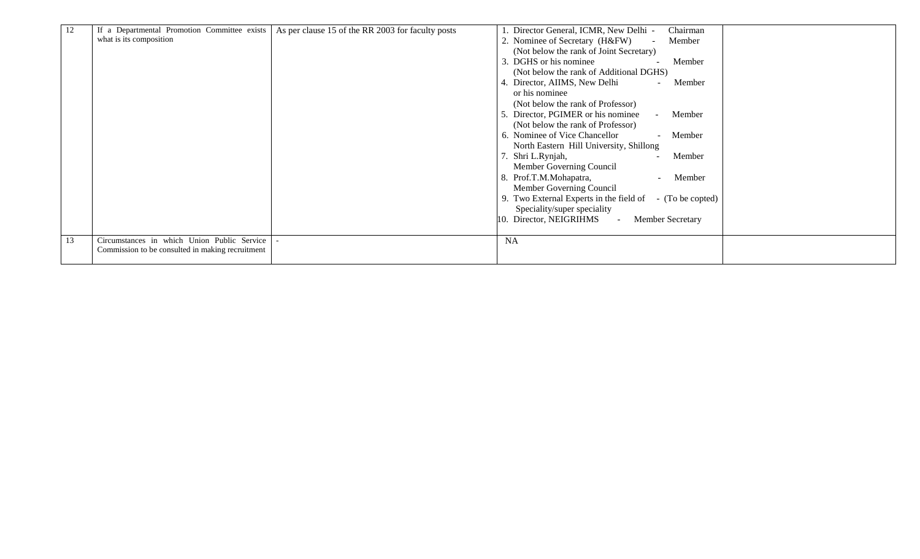| 12 | If a Departmental Promotion Committee exists what is its composition | As per clause 15 of the RR 2003 for faculty posts | 1. Director General, ICMR, New Delhi - Chairman<br>2. Nominee of Secretary (H&FW) - Member<br>(Not below the rank of Joint Secretary)<br>3. DGHS or his nominee - Member<br>(Not below the rank of Additional DGHS)<br>4. Director, AIIMS, New Delhi - Member<br>or his nominee<br>(Not below the rank of Professor)<br>5. Director, PGIMER or his nominee - Member<br>(Not below the rank of Professor)<br>6. Nominee of Vice Chancellor - Member<br>North Eastern Hill University, Shillong<br>7. Shri L.Rynjah, - Member<br>Member Governing Council<br>8. Prof.T.M.Mohapatra, - Member<br>Member Governing Council<br>9. Two External Experts in the field of - (To be copted)<br>Speciality/super speciality<br>10. Director, NEIGRIHMS - Member Secretary | |
|---|---|---|---|---|
| 13 | Circumstances in which Union Public Service Commission to be consulted in making recruitment | - | NA | |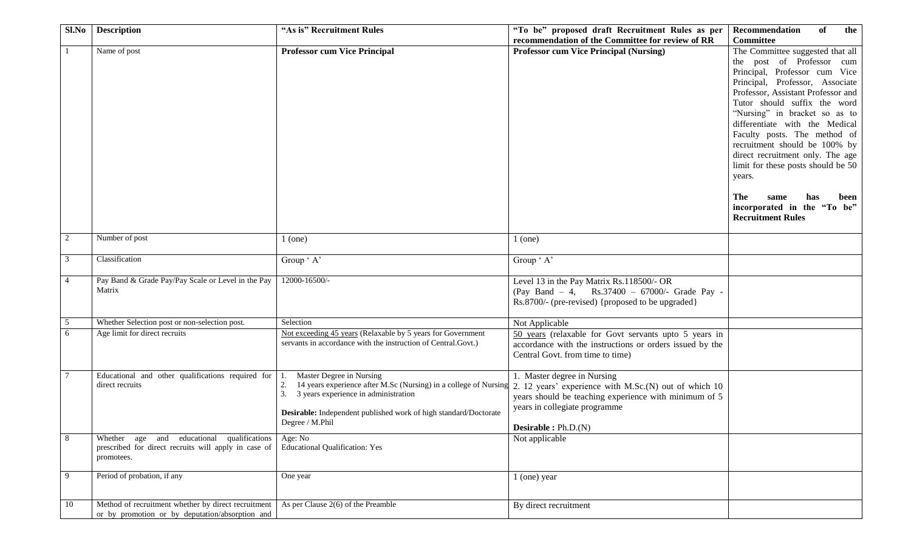| Sl.No | Description | "As is" Recruitment Rules | "To be" proposed draft Recruitment Rules as per recommendation of the Committee for review of RR | Recommendation of the Committee |
|---|---|---|---|---|
| 1 | Name of post | **Professor cum Vice Principal** | **Professor cum Vice Principal (Nursing)** | The Committee suggested that all the post of Professor cum Principal, Professor cum Vice Principal, Professor, Associate Professor, Assistant Professor and Tutor should suffix the word "Nursing" in bracket so as to differentiate with the Medical Faculty posts. The method of recruitment should be 100% by direct recruitment only. The age limit for these posts should be 50 years.<br><br>**The same has been incorporated in the "To be" Recruitment Rules** |
| 2 | Number of post | 1 (one) | 1 (one) | |
| 3 | Classification | Group ' A' | Group ' A' | |
| 4 | Pay Band & Grade Pay/Pay Scale or Level in the Pay Matrix | 12000-16500/- | Level 13 in the Pay Matrix Rs.118500/- OR (Pay Band – 4, Rs.37400 – 67000/- Grade Pay - Rs.8700/- (pre-revised) {proposed to be upgraded} | |
| 5 | Whether Selection post or non-selection post. | Selection | Not Applicable | |
| 6 | Age limit for direct recruits | <u>Not exceeding 45 years</u> (Relaxable by 5 years for Government servants in accordance with the instruction of Central.Govt.) | <u>50 years</u> (relaxable for Govt servants upto 5 years in accordance with the instructions or orders issued by the Central Govt. from time to time) | |
| 7 | Educational and other qualifications required for direct recruits | 1. Master Degree in Nursing<br>2. 14 years experience after M.Sc (Nursing) in a college of Nursing<br>3. 3 years experience in administration<br><br>**Desirable:** Independent published work of high standard/Doctorate Degree / M.Phil | 1. Master degree in Nursing<br>2. 12 years' experience with M.Sc.(N) out of which 10 years should be teaching experience with minimum of 5 years in collegiate programme<br><br>**Desirable :** Ph.D.(N) | |
| 8 | Whether age and educational qualifications prescribed for direct recruits will apply in case of promotees. | Age: No<br>Educational Qualification: Yes | Not applicable | |
| 9 | Period of probation, if any | One year | 1 (one) year | |
| 10 | Method of recruitment whether by direct recruitment or by promotion or by deputation/absorption and | As per Clause 2(6) of the Preamble | By direct recruitment | |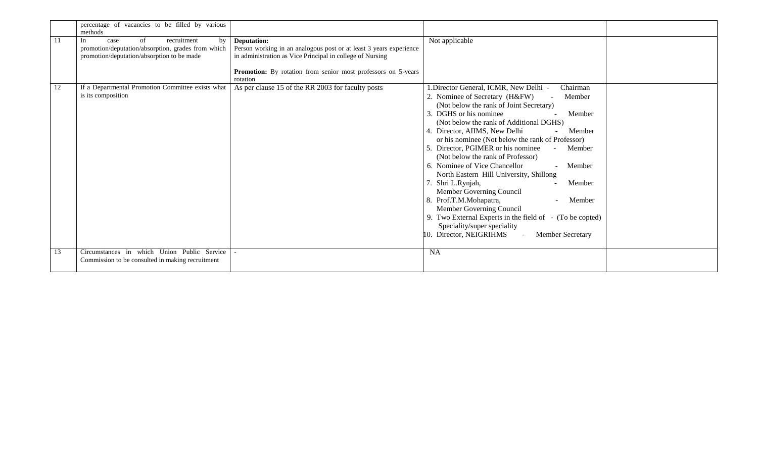|  | percentage of vacancies to be filled by various methods |  |  |  |
|---|---|---|---|---|
| 11 | In case of recruitment by promotion/deputation/absorption, grades from which promotion/deputation/absorption to be made | **Deputation:**<br>Person working in an analogous post or at least 3 years experience in administration as Vice Principal in college of Nursing<br><br>**Promotion:** By rotation from senior most professors on 5-years rotation | Not applicable |  |
| 12 | If a Departmental Promotion Committee exists what is its composition | As per clause 15 of the RR 2003 for faculty posts | 1. Director General, ICMR, New Delhi - Chairman<br>2. Nominee of Secretary (H&FW) - Member (Not below the rank of Joint Secretary)<br>3. DGHS or his nominee - Member (Not below the rank of Additional DGHS)<br>4. Director, AIIMS, New Delhi - Member or his nominee (Not below the rank of Professor)<br>5. Director, PGIMER or his nominee - Member (Not below the rank of Professor)<br>6. Nominee of Vice Chancellor - Member North Eastern Hill University, Shillong<br>7. Shri L.Rynjah, - Member Member Governing Council<br>8. Prof.T.M.Mohapatra, - Member Member Governing Council<br>9. Two External Experts in the field of - (To be copted) Speciality/super speciality<br>10. Director, NEIGRIHMS - Member Secretary |  |
| 13 | Circumstances in which Union Public Service Commission to be consulted in making recruitment | - | NA |  |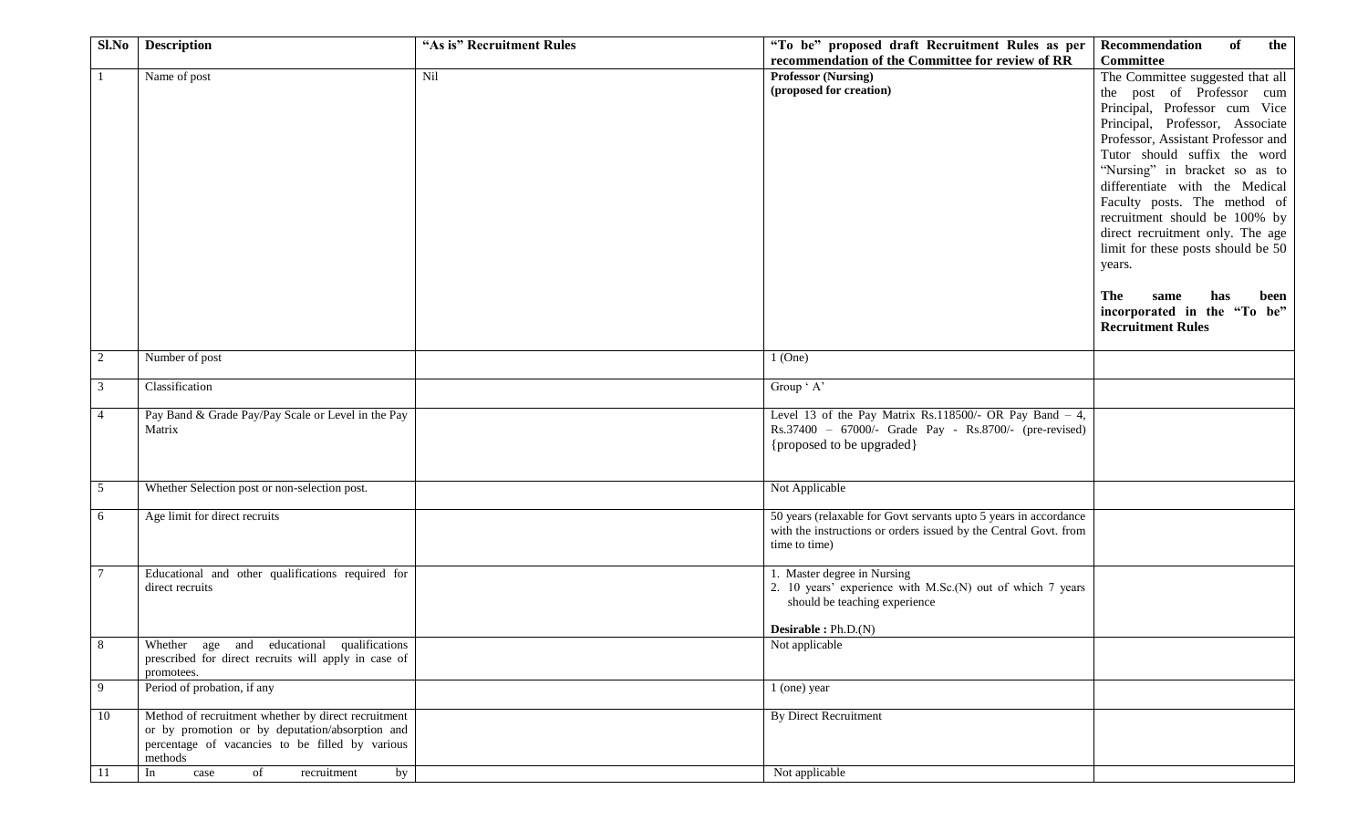| Sl.No | Description | "As is" Recruitment Rules | "To be" proposed draft Recruitment Rules as per recommendation of the Committee for review of RR | Recommendation of the Committee |
|---|---|---|---|---|
| 1 | Name of post | Nil | **Professor (Nursing)** **(proposed for creation)** | The Committee suggested that all the post of Professor cum Principal, Professor cum Vice Principal, Professor, Associate Professor, Assistant Professor and Tutor should suffix the word "Nursing" in bracket so as to differentiate with the Medical Faculty posts. The method of recruitment should be 100% by direct recruitment only. The age limit for these posts should be 50 years.<br><br>**The same has been incorporated in the "To be" Recruitment Rules** |
| 2 | Number of post | | 1 (One) | |
| 3 | Classification | | Group ' A' | |
| 4 | Pay Band & Grade Pay/Pay Scale or Level in the Pay Matrix | | Level 13 of the Pay Matrix Rs.118500/- OR Pay Band – 4, Rs.37400 – 67000/- Grade Pay - Rs.8700/- (pre-revised) {proposed to be upgraded} | |
| 5 | Whether Selection post or non-selection post. | | Not Applicable | |
| 6 | Age limit for direct recruits | | 50 years (relaxable for Govt servants upto 5 years in accordance with the instructions or orders issued by the Central Govt. from time to time) | |
| 7 | Educational and other qualifications required for direct recruits | | 1. Master degree in Nursing<br>2. 10 years' experience with M.Sc.(N) out of which 7 years should be teaching experience<br><br>**Desirable :** Ph.D.(N) | |
| 8 | Whether age and educational qualifications prescribed for direct recruits will apply in case of promotees. | | Not applicable | |
| 9 | Period of probation, if any | | 1 (one) year | |
| 10 | Method of recruitment whether by direct recruitment or by promotion or by deputation/absorption and percentage of vacancies to be filled by various methods | | By Direct Recruitment | |
| 11 | In case of recruitment by | | Not applicable | |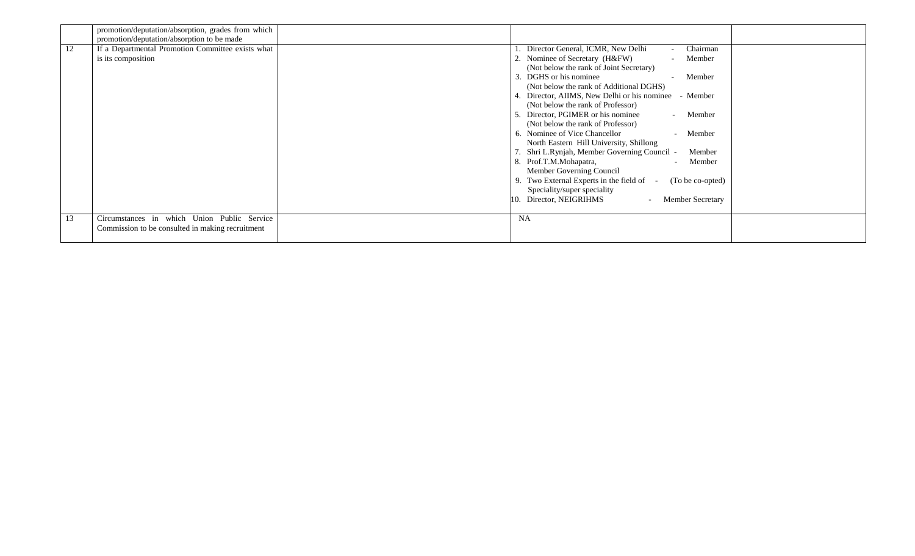|  |  |  |  |  |
|---|---|---|---|---|
|  | promotion/deputation/absorption, grades from which promotion/deputation/absorption to be made |  |  |  |
| 12 | If a Departmental Promotion Committee exists what is its composition |  | 1. Director General, ICMR, New Delhi - Chairman<br>2. Nominee of Secretary (H&FW) - Member<br>(Not below the rank of Joint Secretary)<br>3. DGHS or his nominee - Member<br>(Not below the rank of Additional DGHS)<br>4. Director, AIIMS, New Delhi or his nominee - Member<br>(Not below the rank of Professor)<br>5. Director, PGIMER or his nominee - Member<br>(Not below the rank of Professor)<br>6. Nominee of Vice Chancellor - Member<br>North Eastern Hill University, Shillong<br>7. Shri L.Rynjah, Member Governing Council - Member<br>8. Prof.T.M.Mohapatra, - Member<br>Member Governing Council<br>9. Two External Experts in the field of - (To be co-opted)<br>Speciality/super speciality<br>10. Director, NEIGRIHMS - Member Secretary |  |
| 13 | Circumstances in which Union Public Service Commission to be consulted in making recruitment |  | NA |  |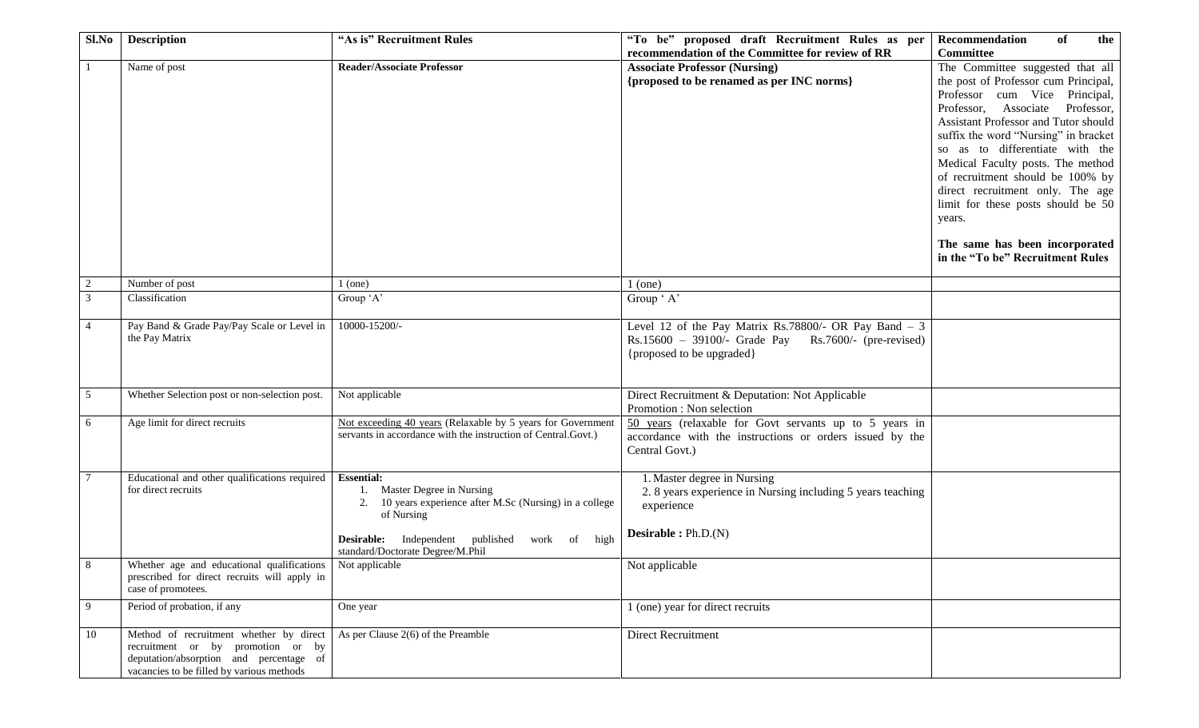| Sl.No | Description | "As is" Recruitment Rules | "To be" proposed draft Recruitment Rules as per recommendation of the Committee for review of RR | Recommendation of the Committee |
|---|---|---|---|---|
| 1 | Name of post | **Reader/Associate Professor** | **Associate Professor (Nursing)** **{proposed to be renamed as per INC norms}** | The Committee suggested that all the post of Professor cum Principal, Professor cum Vice Principal, Professor, Associate Professor, Assistant Professor and Tutor should suffix the word "Nursing" in bracket so as to differentiate with the Medical Faculty posts. The method of recruitment should be 100% by direct recruitment only. The age limit for these posts should be 50 years.<br><br>**The same has been incorporated in the "To be" Recruitment Rules** |
| 2 | Number of post | 1 (one) | 1 (one) | |
| 3 | Classification | Group 'A' | Group ' A' | |
| 4 | Pay Band & Grade Pay/Pay Scale or Level in the Pay Matrix | 10000-15200/- | Level 12 of the Pay Matrix Rs.78800/- OR Pay Band – 3 Rs.15600 – 39100/- Grade Pay Rs.7600/- (pre-revised) {proposed to be upgraded} | |
| 5 | Whether Selection post or non-selection post. | Not applicable | Direct Recruitment & Deputation: Not Applicable<br>Promotion : Non selection | |
| 6 | Age limit for direct recruits | Not exceeding 40 years (Relaxable by 5 years for Government servants in accordance with the instruction of Central.Govt.) | 50 years (relaxable for Govt servants up to 5 years in accordance with the instructions or orders issued by the Central Govt.) | |
| 7 | Educational and other qualifications required for direct recruits | **Essential:**<br>1. Master Degree in Nursing<br>2. 10 years experience after M.Sc (Nursing) in a college of Nursing<br><br>**Desirable:** Independent published work of high standard/Doctorate Degree/M.Phil | 1. Master degree in Nursing<br>2. 8 years experience in Nursing including 5 years teaching experience<br><br>**Desirable :** Ph.D.(N) | |
| 8 | Whether age and educational qualifications prescribed for direct recruits will apply in case of promotees. | Not applicable | Not applicable | |
| 9 | Period of probation, if any | One year | 1 (one) year for direct recruits | |
| 10 | Method of recruitment whether by direct recruitment or by promotion or by deputation/absorption and percentage of vacancies to be filled by various methods | As per Clause 2(6) of the Preamble | Direct Recruitment | |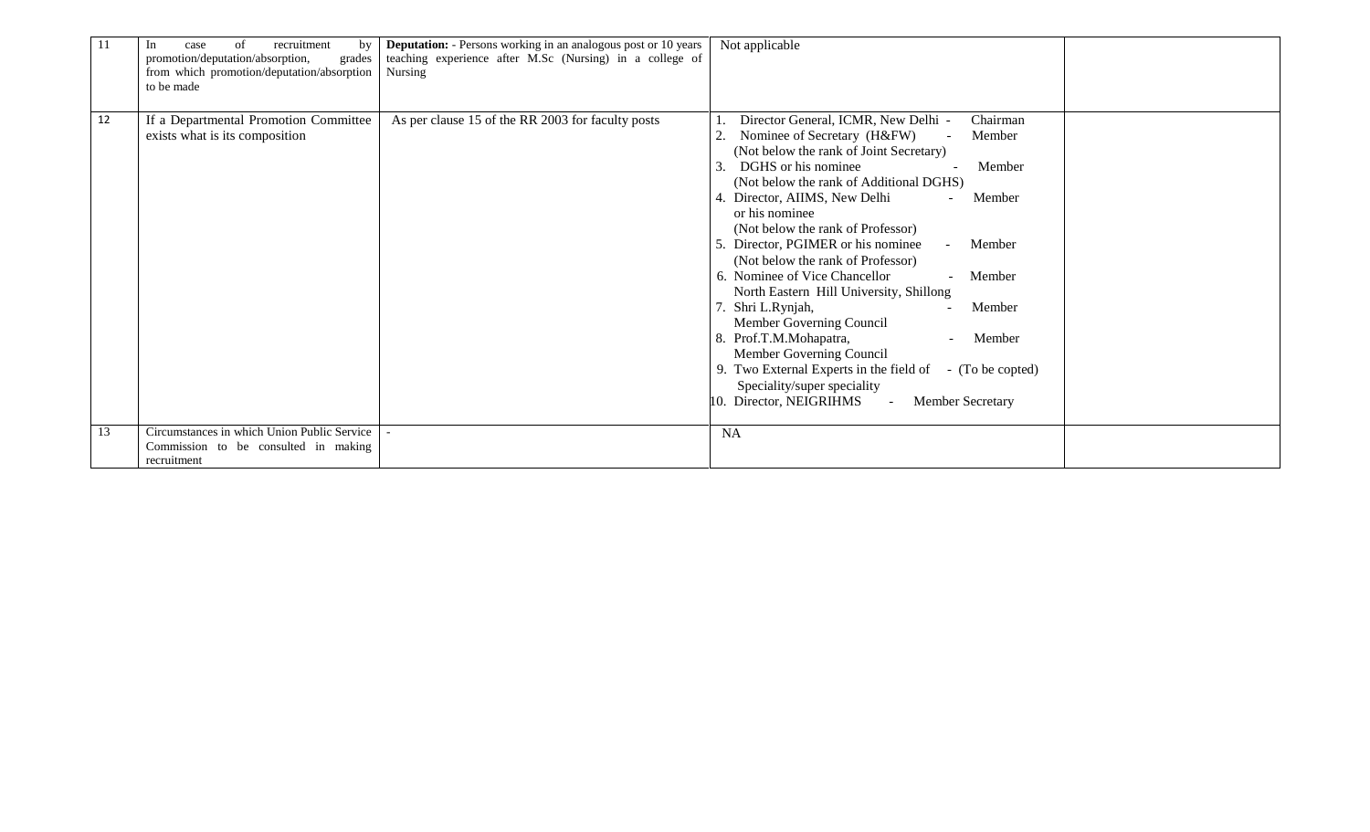| 11 | In case of recruitment by promotion/deputation/absorption, grades from which promotion/deputation/absorption to be made | **Deputation:** - Persons working in an analogous post or 10 years teaching experience after M.Sc (Nursing) in a college of Nursing | Not applicable | |
|---|---|---|---|---|
| 12 | If a Departmental Promotion Committee exists what is its composition | As per clause 15 of the RR 2003 for faculty posts | 1. Director General, ICMR, New Delhi - Chairman<br>2. Nominee of Secretary (H&FW) - Member (Not below the rank of Joint Secretary)<br>3. DGHS or his nominee - Member (Not below the rank of Additional DGHS)<br>4. Director, AIIMS, New Delhi - Member or his nominee (Not below the rank of Professor)<br>5. Director, PGIMER or his nominee - Member (Not below the rank of Professor)<br>6. Nominee of Vice Chancellor - Member North Eastern Hill University, Shillong<br>7. Shri L.Rynjah, - Member Member Governing Council<br>8. Prof.T.M.Mohapatra, - Member Member Governing Council<br>9. Two External Experts in the field of - (To be copted) Speciality/super speciality<br>10. Director, NEIGRIHMS - Member Secretary | |
| 13 | Circumstances in which Union Public Service Commission to be consulted in making recruitment | - | NA | |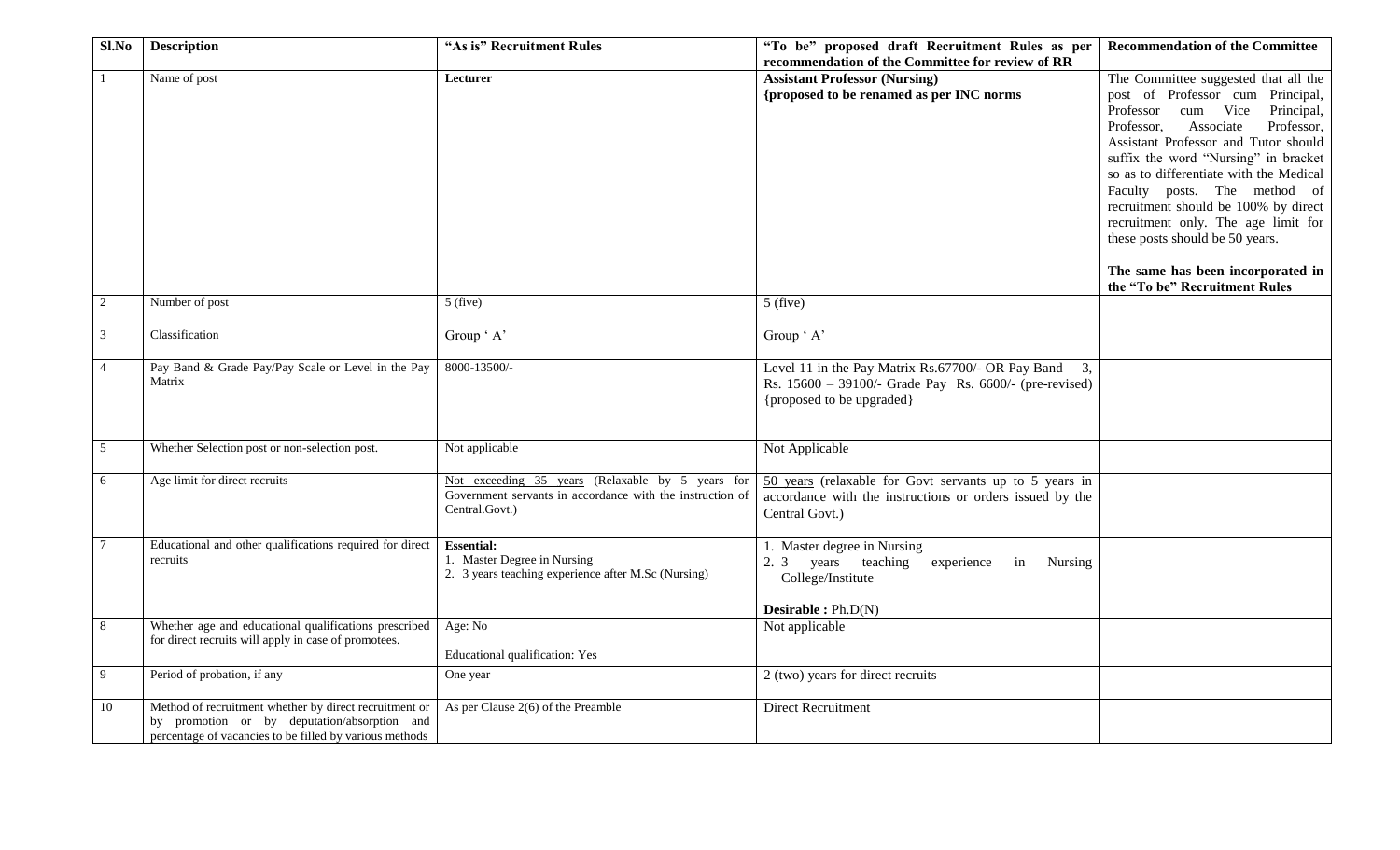| Sl.No | Description | "As is" Recruitment Rules | "To be" proposed draft Recruitment Rules as per recommendation of the Committee for review of RR | Recommendation of the Committee |
|---|---|---|---|---|
| 1 | Name of post | **Lecturer** | **Assistant Professor (Nursing)** **{proposed to be renamed as per INC norms** | The Committee suggested that all the post of Professor cum Principal, Professor cum Vice Principal, Professor, Associate Professor, Assistant Professor and Tutor should suffix the word "Nursing" in bracket so as to differentiate with the Medical Faculty posts. The method of recruitment should be 100% by direct recruitment only. The age limit for these posts should be 50 years.<br><br>**The same has been incorporated in the "To be" Recruitment Rules** |
| 2 | Number of post | 5 (five) | 5 (five) | |
| 3 | Classification | Group ' A' | Group ' A' | |
| 4 | Pay Band & Grade Pay/Pay Scale or Level in the Pay Matrix | 8000-13500/- | Level 11 in the Pay Matrix Rs.67700/- OR Pay Band – 3, Rs. 15600 – 39100/- Grade Pay Rs. 6600/- (pre-revised) {proposed to be upgraded} | |
| 5 | Whether Selection post or non-selection post. | Not applicable | Not Applicable | |
| 6 | Age limit for direct recruits | Not exceeding 35 years (Relaxable by 5 years for Government servants in accordance with the instruction of Central.Govt.) | 50 years (relaxable for Govt servants up to 5 years in accordance with the instructions or orders issued by the Central Govt.) | |
| 7 | Educational and other qualifications required for direct recruits | **Essential:**<br>1. Master Degree in Nursing<br>2. 3 years teaching experience after M.Sc (Nursing) | 1. Master degree in Nursing<br>2. 3 years teaching experience in Nursing College/Institute<br><br>**Desirable :** Ph.D(N) | |
| 8 | Whether age and educational qualifications prescribed for direct recruits will apply in case of promotees. | Age: No<br><br>Educational qualification: Yes | Not applicable | |
| 9 | Period of probation, if any | One year | 2 (two) years for direct recruits | |
| 10 | Method of recruitment whether by direct recruitment or by promotion or by deputation/absorption and percentage of vacancies to be filled by various methods | As per Clause 2(6) of the Preamble | Direct Recruitment | |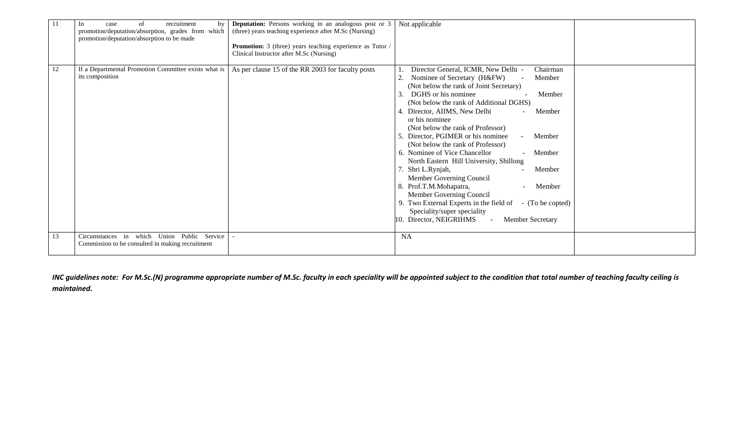| 11 | In case of recruitment by promotion/deputation/absorption, grades from which promotion/deputation/absorption to be made | **Deputation:** Persons working in an analogous post or 3 (three) years teaching experience after M.Sc (Nursing)<br><br>**Promotion:** 3 (three) years teaching experience as Tutor / Clinical Instructor after M.Sc (Nursing) | Not applicable | |
|---|---|---|---|---|
| 12 | If a Departmental Promotion Committee exists what is its composition | As per clause 15 of the RR 2003 for faculty posts | 1. Director General, ICMR, New Delhi - Chairman<br>2. Nominee of Secretary (H&FW) - Member (Not below the rank of Joint Secretary)<br>3. DGHS or his nominee - Member (Not below the rank of Additional DGHS)<br>4. Director, AIIMS, New Delhi or his nominee - Member (Not below the rank of Professor)<br>5. Director, PGIMER or his nominee - Member (Not below the rank of Professor)<br>6. Nominee of Vice Chancellor - Member North Eastern Hill University, Shillong<br>7. Shri L.Rynjah, - Member Member Governing Council<br>8. Prof.T.M.Mohapatra, - Member Member Governing Council<br>9. Two External Experts in the field of Speciality/super speciality - (To be copted)<br>10. Director, NEIGRIHMS - Member Secretary | |
| 13 | Circumstances in which Union Public Service Commission to be consulted in making recruitment | - | NA | |

***INC guidelines note: For M.Sc.(N) programme appropriate number of M.Sc. faculty in each speciality will be appointed subject to the condition that total number of teaching faculty ceiling is maintained.***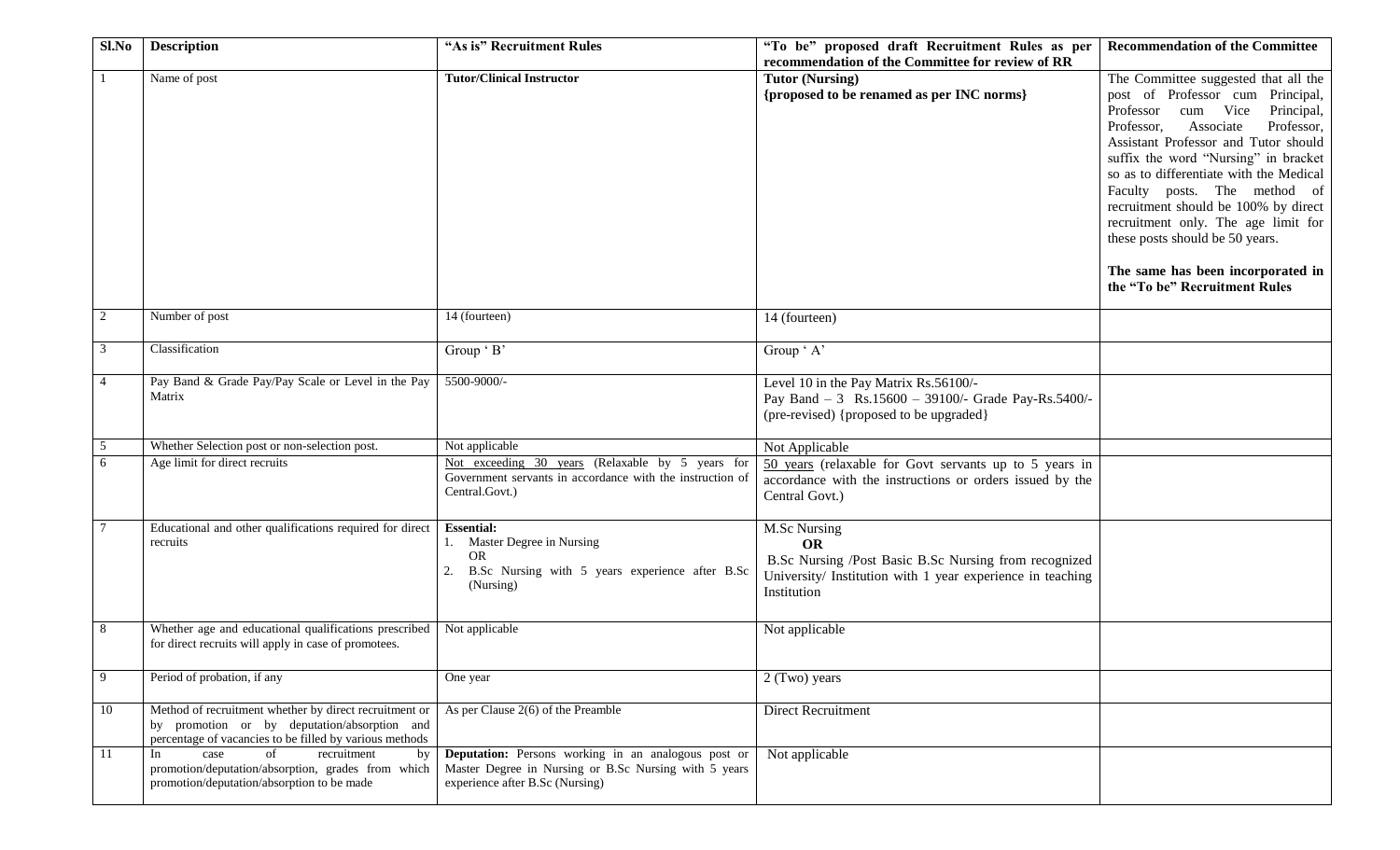| Sl.No | Description | "As is" Recruitment Rules | "To be" proposed draft Recruitment Rules as per recommendation of the Committee for review of RR | Recommendation of the Committee |
|---|---|---|---|---|
| 1 | Name of post | **Tutor/Clinical Instructor** | **Tutor (Nursing)**<br>**{proposed to be renamed as per INC norms}** | The Committee suggested that all the post of Professor cum Principal, Professor cum Vice Principal, Professor, Associate Professor, Assistant Professor and Tutor should suffix the word "Nursing" in bracket so as to differentiate with the Medical Faculty posts. The method of recruitment should be 100% by direct recruitment only. The age limit for these posts should be 50 years.<br><br>**The same has been incorporated in the "To be" Recruitment Rules** |
| 2 | Number of post | 14 (fourteen) | 14 (fourteen) | |
| 3 | Classification | Group ' B' | Group ' A' | |
| 4 | Pay Band & Grade Pay/Pay Scale or Level in the Pay Matrix | 5500-9000/- | Level 10 in the Pay Matrix Rs.56100/-<br>Pay Band – 3 Rs.15600 – 39100/- Grade Pay-Rs.5400/- (pre-revised) {proposed to be upgraded} | |
| 5 | Whether Selection post or non-selection post. | Not applicable | Not Applicable | |
| 6 | Age limit for direct recruits | Not exceeding 30 years (Relaxable by 5 years for Government servants in accordance with the instruction of Central.Govt.) | 50 years (relaxable for Govt servants up to 5 years in accordance with the instructions or orders issued by the Central Govt.) | |
| 7 | Educational and other qualifications required for direct recruits | **Essential:**<br>1. Master Degree in Nursing<br>OR<br>2. B.Sc Nursing with 5 years experience after B.Sc (Nursing) | M.Sc Nursing<br>**OR**<br>B.Sc Nursing /Post Basic B.Sc Nursing from recognized University/ Institution with 1 year experience in teaching Institution | |
| 8 | Whether age and educational qualifications prescribed for direct recruits will apply in case of promotees. | Not applicable | Not applicable | |
| 9 | Period of probation, if any | One year | 2 (Two) years | |
| 10 | Method of recruitment whether by direct recruitment or by promotion or by deputation/absorption and percentage of vacancies to be filled by various methods | As per Clause 2(6) of the Preamble | Direct Recruitment | |
| 11 | In case of recruitment by promotion/deputation/absorption, grades from which promotion/deputation/absorption to be made | **Deputation:** Persons working in an analogous post or Master Degree in Nursing or B.Sc Nursing with 5 years experience after B.Sc (Nursing) | Not applicable | |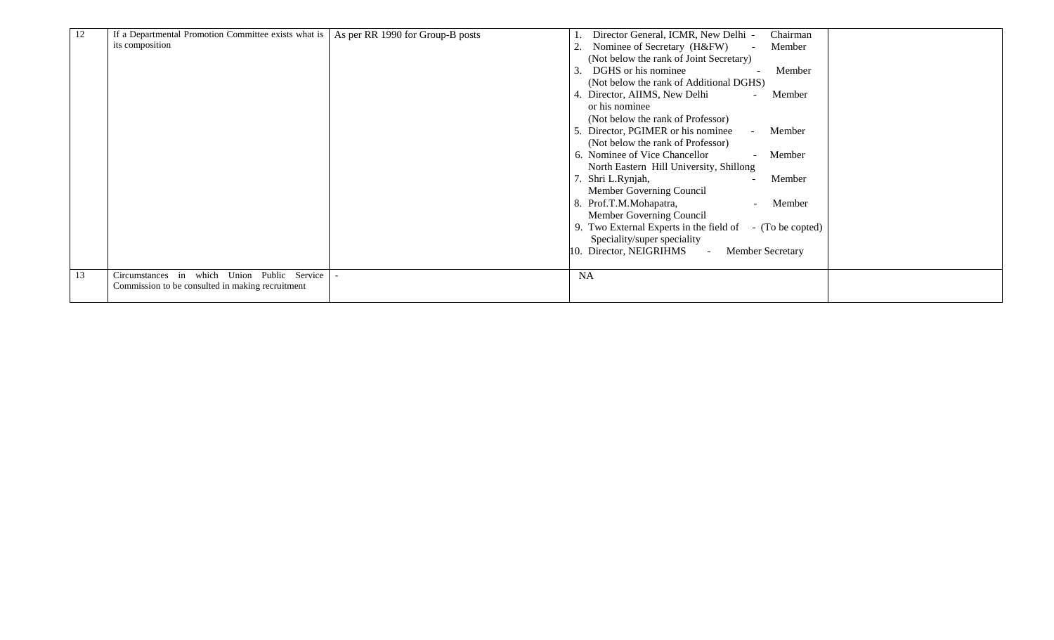| | | | | |
|---|---|---|---|---|
| 12 | If a Departmental Promotion Committee exists what is its composition | As per RR 1990 for Group-B posts | 1. Director General, ICMR, New Delhi - Chairman<br>2. Nominee of Secretary (H&FW) - Member (Not below the rank of Joint Secretary)<br>3. DGHS or his nominee - Member (Not below the rank of Additional DGHS)<br>4. Director, AIIMS, New Delhi - Member or his nominee (Not below the rank of Professor)<br>5. Director, PGIMER or his nominee - Member (Not below the rank of Professor)<br>6. Nominee of Vice Chancellor - Member North Eastern Hill University, Shillong<br>7. Shri L.Rynjah, - Member Member Governing Council<br>8. Prof.T.M.Mohapatra, - Member Member Governing Council<br>9. Two External Experts in the field of - (To be copted) Speciality/super speciality<br>10. Director, NEIGRIHMS - Member Secretary | |
| 13 | Circumstances in which Union Public Service Commission to be consulted in making recruitment | - | NA | |